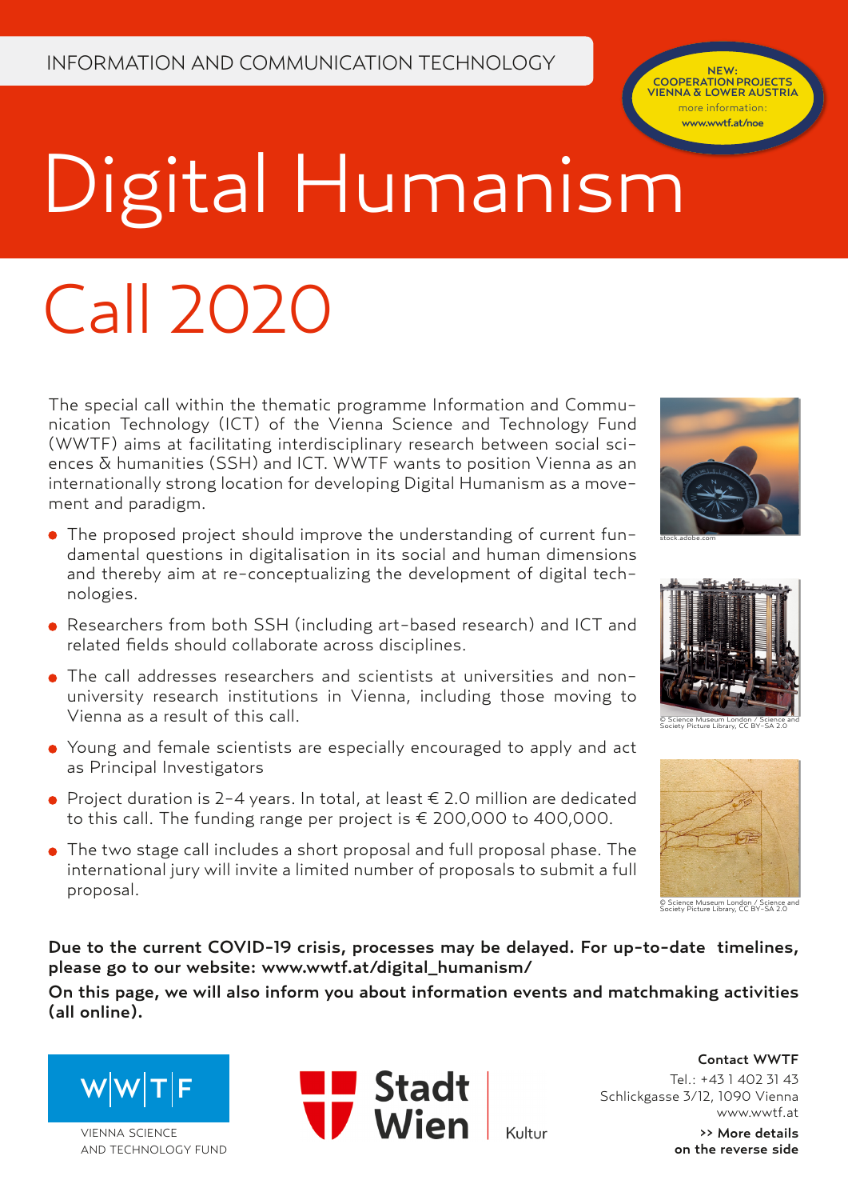INFORMATION AND COMMUNICATION TECHNOLOGY

NEW: COOPERATION PROJECTS VIENNA & LOWER AUSTRIA
more information: www.wwtf.at/noe

# Digital Humanism

# Call 2020

The special call within the thematic programme Information and Communication Technology (ICT) of the Vienna Science and Technology Fund (WWTF) aims at facilitating interdisciplinary research between social sciences & humanities (SSH) and ICT. WWTF wants to position Vienna as an internationally strong location for developing Digital Humanism as a movement and paradigm.

- The proposed project should improve the understanding of current fundamental questions in digitalisation in its social and human dimensions and thereby aim at re-conceptualizing the development of digital technologies.
- Researchers from both SSH (including art-based research) and ICT and related fields should collaborate across disciplines.
- The call addresses researchers and scientists at universities and non-university research institutions in Vienna, including those moving to Vienna as a result of this call.
- Young and female scientists are especially encouraged to apply and act as Principal Investigators
- Project duration is 2-4 years. In total, at least € 2.0 million are dedicated to this call. The funding range per project is € 200,000 to 400,000.
- The two stage call includes a short proposal and full proposal phase. The international jury will invite a limited number of proposals to submit a full proposal.

stock.adobe.com

© Science Museum London / Science and Society Picture Library, CC BY-SA 2.0

© Science Museum London / Science and Society Picture Library, CC BY-SA 2.0

**Due to the current COVID-19 crisis, processes may be delayed. For up-to-date timelines, please go to our website: www.wwtf.at/digital_humanism/**

**On this page, we will also inform you about information events and matchmaking activities (all online).**

WWTF – VIENNA SCIENCE AND TECHNOLOGY FUND

Stadt Wien | Kultur

**Contact WWTF**
Tel.: +43 1 402 31 43
Schlickgasse 3/12, 1090 Vienna
www.wwtf.at

**>> More details on the reverse side**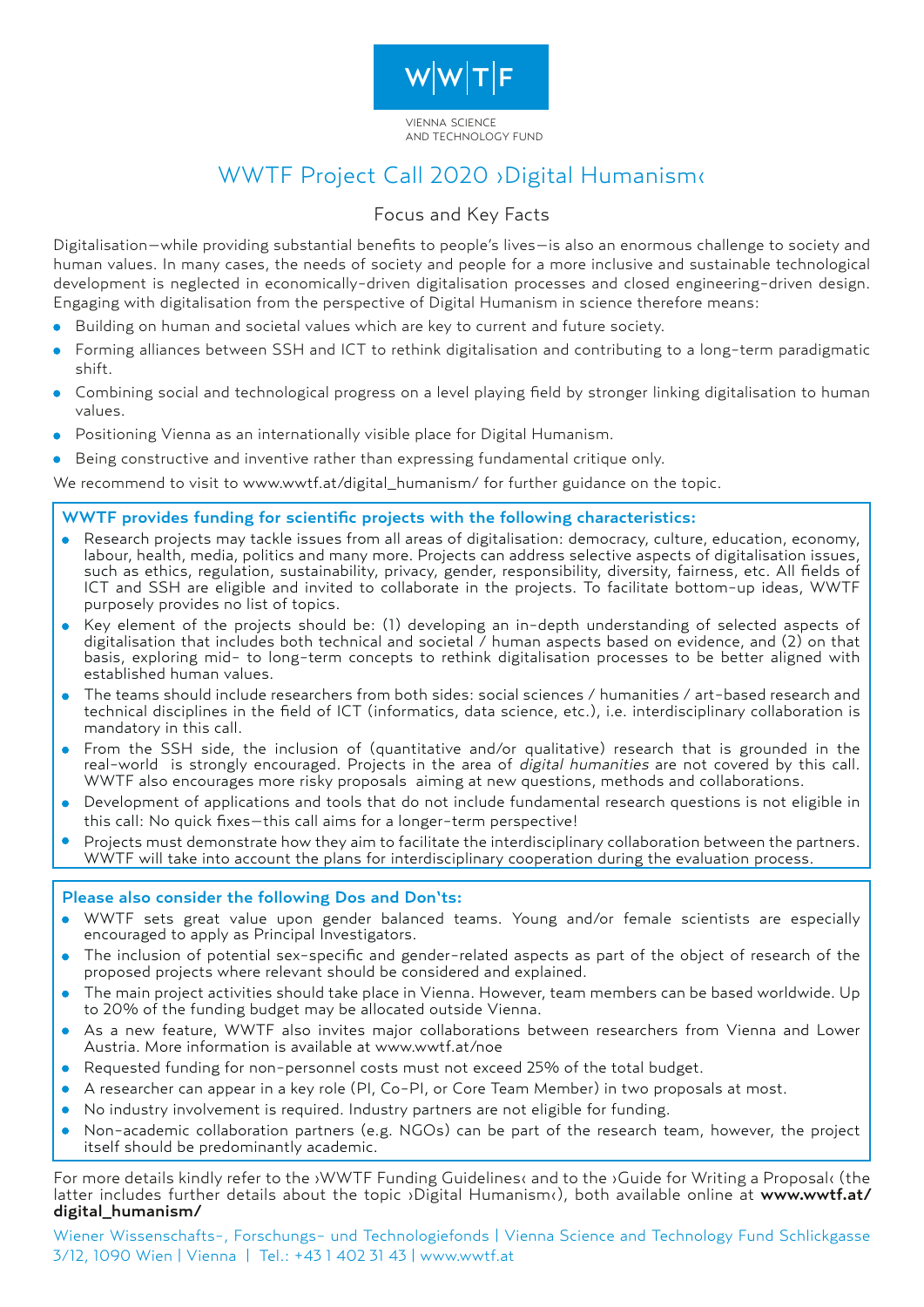W|W|T|F

VIENNA SCIENCE
AND TECHNOLOGY FUND

# WWTF Project Call 2020 ›Digital Humanism‹

## Focus and Key Facts

Digitalisation—while providing substantial benefits to people's lives—is also an enormous challenge to society and human values. In many cases, the needs of society and people for a more inclusive and sustainable technological development is neglected in economically-driven digitalisation processes and closed engineering-driven design. Engaging with digitalisation from the perspective of Digital Humanism in science therefore means:

- Building on human and societal values which are key to current and future society.
- Forming alliances between SSH and ICT to rethink digitalisation and contributing to a long-term paradigmatic shift.
- Combining social and technological progress on a level playing field by stronger linking digitalisation to human values.
- Positioning Vienna as an internationally visible place for Digital Humanism.
- Being constructive and inventive rather than expressing fundamental critique only.

We recommend to visit to www.wwtf.at/digital_humanism/ for further guidance on the topic.

### WWTF provides funding for scientific projects with the following characteristics:

- Research projects may tackle issues from all areas of digitalisation: democracy, culture, education, economy, labour, health, media, politics and many more. Projects can address selective aspects of digitalisation issues, such as ethics, regulation, sustainability, privacy, gender, responsibility, diversity, fairness, etc. All fields of ICT and SSH are eligible and invited to collaborate in the projects. To facilitate bottom-up ideas, WWTF purposely provides no list of topics.
- Key element of the projects should be: (1) developing an in-depth understanding of selected aspects of digitalisation that includes both technical and societal / human aspects based on evidence, and (2) on that basis, exploring mid- to long-term concepts to rethink digitalisation processes to be better aligned with established human values.
- The teams should include researchers from both sides: social sciences / humanities / art-based research and technical disciplines in the field of ICT (informatics, data science, etc.), i.e. interdisciplinary collaboration is mandatory in this call.
- From the SSH side, the inclusion of (quantitative and/or qualitative) research that is grounded in the real-world is strongly encouraged. Projects in the area of *digital humanities* are not covered by this call. WWTF also encourages more risky proposals aiming at new questions, methods and collaborations.
- Development of applications and tools that do not include fundamental research questions is not eligible in this call: No quick fixes—this call aims for a longer-term perspective!
- Projects must demonstrate how they aim to facilitate the interdisciplinary collaboration between the partners. WWTF will take into account the plans for interdisciplinary cooperation during the evaluation process.

### Please also consider the following Dos and Don'ts:

- WWTF sets great value upon gender balanced teams. Young and/or female scientists are especially encouraged to apply as Principal Investigators.
- The inclusion of potential sex-specific and gender-related aspects as part of the object of research of the proposed projects where relevant should be considered and explained.
- The main project activities should take place in Vienna. However, team members can be based worldwide. Up to 20% of the funding budget may be allocated outside Vienna.
- As a new feature, WWTF also invites major collaborations between researchers from Vienna and Lower Austria. More information is available at www.wwtf.at/noe
- Requested funding for non-personnel costs must not exceed 25% of the total budget.
- A researcher can appear in a key role (PI, Co-PI, or Core Team Member) in two proposals at most.
- No industry involvement is required. Industry partners are not eligible for funding.
- Non-academic collaboration partners (e.g. NGOs) can be part of the research team, however, the project itself should be predominantly academic.

For more details kindly refer to the ›WWTF Funding Guidelines‹ and to the ›Guide for Writing a Proposal‹ (the latter includes further details about the topic ›Digital Humanism‹), both available online at **www.wwtf.at/digital_humanism/**

Wiener Wissenschafts-, Forschungs- und Technologiefonds | Vienna Science and Technology Fund Schlickgasse 3/12, 1090 Wien | Vienna | Tel.: +43 1 402 31 43 | www.wwtf.at